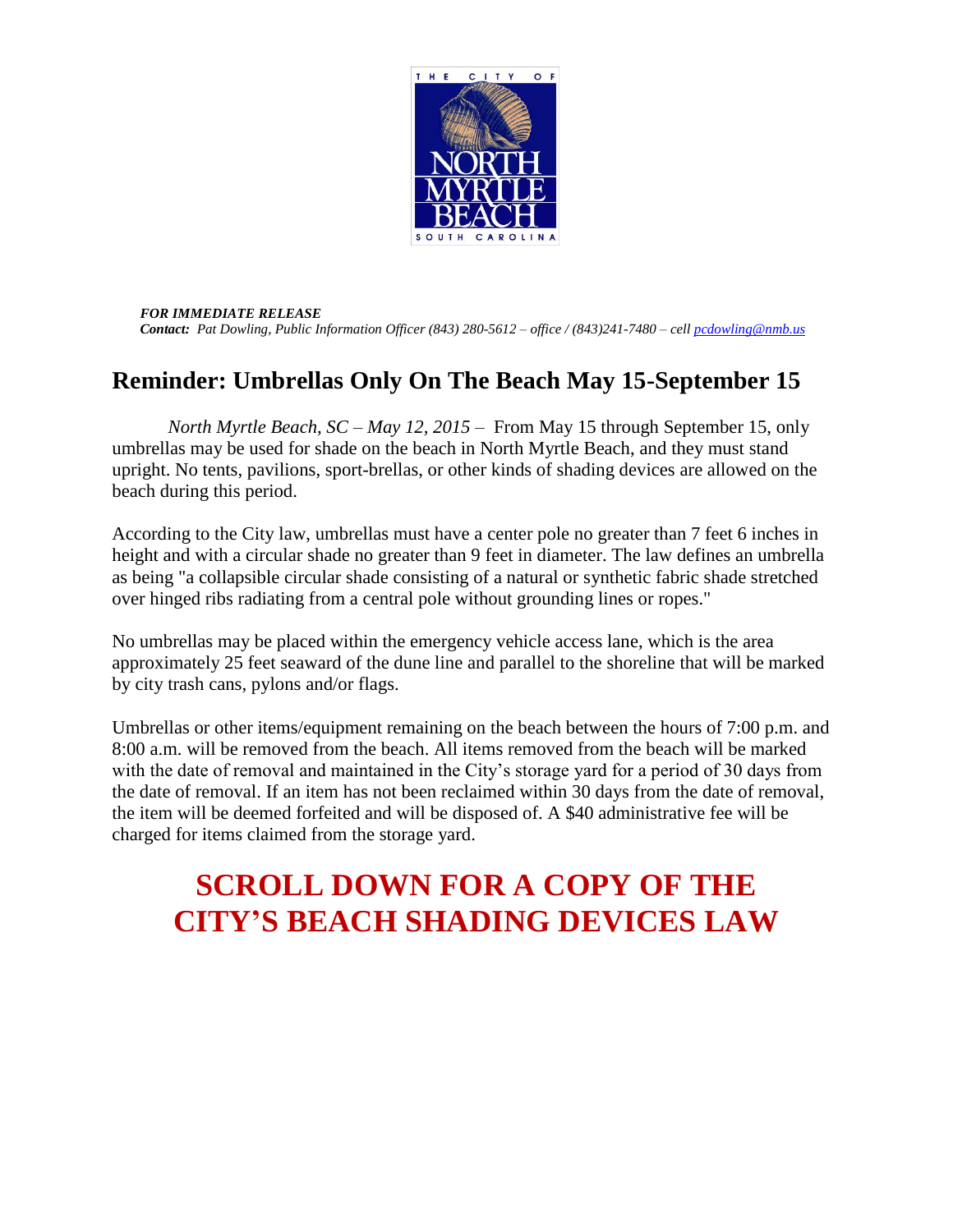*THE CITY OF NORTH MYRTLE BEACH SOUTH CAROLINA*

***FOR IMMEDIATE RELEASE***
***Contact:*** *Pat Dowling, Public Information Officer (843) 280-5612 – office / (843)241-7480 – cell pcdowling@nmb.us*

# Reminder: Umbrellas Only On The Beach May 15-September 15

*North Myrtle Beach, SC – May 12, 2015 –* From May 15 through September 15, only umbrellas may be used for shade on the beach in North Myrtle Beach, and they must stand upright. No tents, pavilions, sport-brellas, or other kinds of shading devices are allowed on the beach during this period.

According to the City law, umbrellas must have a center pole no greater than 7 feet 6 inches in height and with a circular shade no greater than 9 feet in diameter. The law defines an umbrella as being "a collapsible circular shade consisting of a natural or synthetic fabric shade stretched over hinged ribs radiating from a central pole without grounding lines or ropes."

No umbrellas may be placed within the emergency vehicle access lane, which is the area approximately 25 feet seaward of the dune line and parallel to the shoreline that will be marked by city trash cans, pylons and/or flags.

Umbrellas or other items/equipment remaining on the beach between the hours of 7:00 p.m. and 8:00 a.m. will be removed from the beach. All items removed from the beach will be marked with the date of removal and maintained in the City's storage yard for a period of 30 days from the date of removal. If an item has not been reclaimed within 30 days from the date of removal, the item will be deemed forfeited and will be disposed of. A $40 administrative fee will be charged for items claimed from the storage yard.

## SCROLL DOWN FOR A COPY OF THE CITY'S BEACH SHADING DEVICES LAW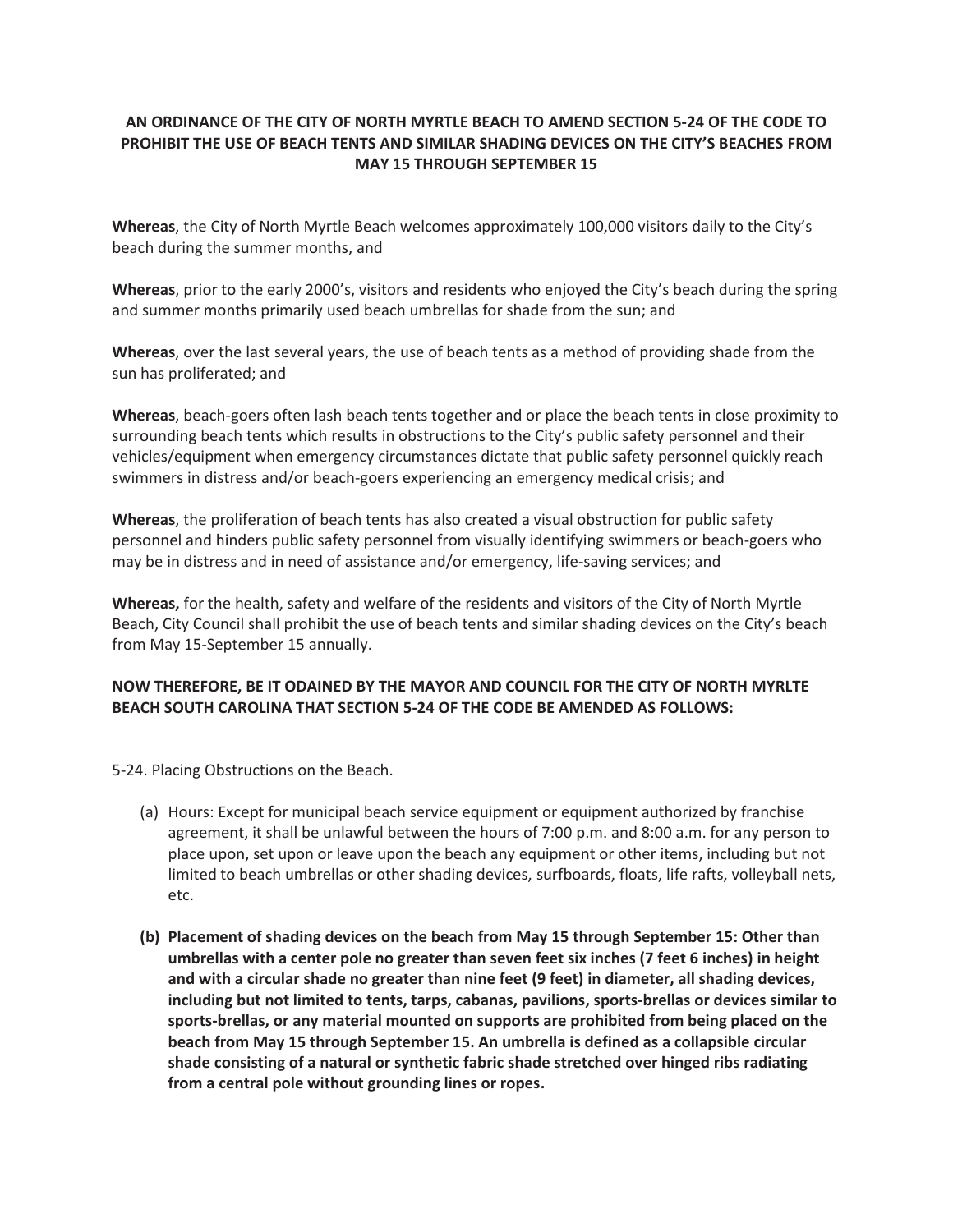**AN ORDINANCE OF THE CITY OF NORTH MYRTLE BEACH TO AMEND SECTION 5-24 OF THE CODE TO PROHIBIT THE USE OF BEACH TENTS AND SIMILAR SHADING DEVICES ON THE CITY'S BEACHES FROM MAY 15 THROUGH SEPTEMBER 15**

**Whereas**, the City of North Myrtle Beach welcomes approximately 100,000 visitors daily to the City's beach during the summer months, and

**Whereas**, prior to the early 2000's, visitors and residents who enjoyed the City's beach during the spring and summer months primarily used beach umbrellas for shade from the sun; and

**Whereas**, over the last several years, the use of beach tents as a method of providing shade from the sun has proliferated; and

**Whereas**, beach-goers often lash beach tents together and or place the beach tents in close proximity to surrounding beach tents which results in obstructions to the City's public safety personnel and their vehicles/equipment when emergency circumstances dictate that public safety personnel quickly reach swimmers in distress and/or beach-goers experiencing an emergency medical crisis; and

**Whereas**, the proliferation of beach tents has also created a visual obstruction for public safety personnel and hinders public safety personnel from visually identifying swimmers or beach-goers who may be in distress and in need of assistance and/or emergency, life-saving services; and

**Whereas,** for the health, safety and welfare of the residents and visitors of the City of North Myrtle Beach, City Council shall prohibit the use of beach tents and similar shading devices on the City's beach from May 15-September 15 annually.

**NOW THEREFORE, BE IT ODAINED BY THE MAYOR AND COUNCIL FOR THE CITY OF NORTH MYRLTE BEACH SOUTH CAROLINA THAT SECTION 5-24 OF THE CODE BE AMENDED AS FOLLOWS:**

5-24. Placing Obstructions on the Beach.

(a) Hours: Except for municipal beach service equipment or equipment authorized by franchise agreement, it shall be unlawful between the hours of 7:00 p.m. and 8:00 a.m. for any person to place upon, set upon or leave upon the beach any equipment or other items, including but not limited to beach umbrellas or other shading devices, surfboards, floats, life rafts, volleyball nets, etc.

**(b) Placement of shading devices on the beach from May 15 through September 15: Other than umbrellas with a center pole no greater than seven feet six inches (7 feet 6 inches) in height and with a circular shade no greater than nine feet (9 feet) in diameter, all shading devices, including but not limited to tents, tarps, cabanas, pavilions, sports-brellas or devices similar to sports-brellas, or any material mounted on supports are prohibited from being placed on the beach from May 15 through September 15. An umbrella is defined as a collapsible circular shade consisting of a natural or synthetic fabric shade stretched over hinged ribs radiating from a central pole without grounding lines or ropes.**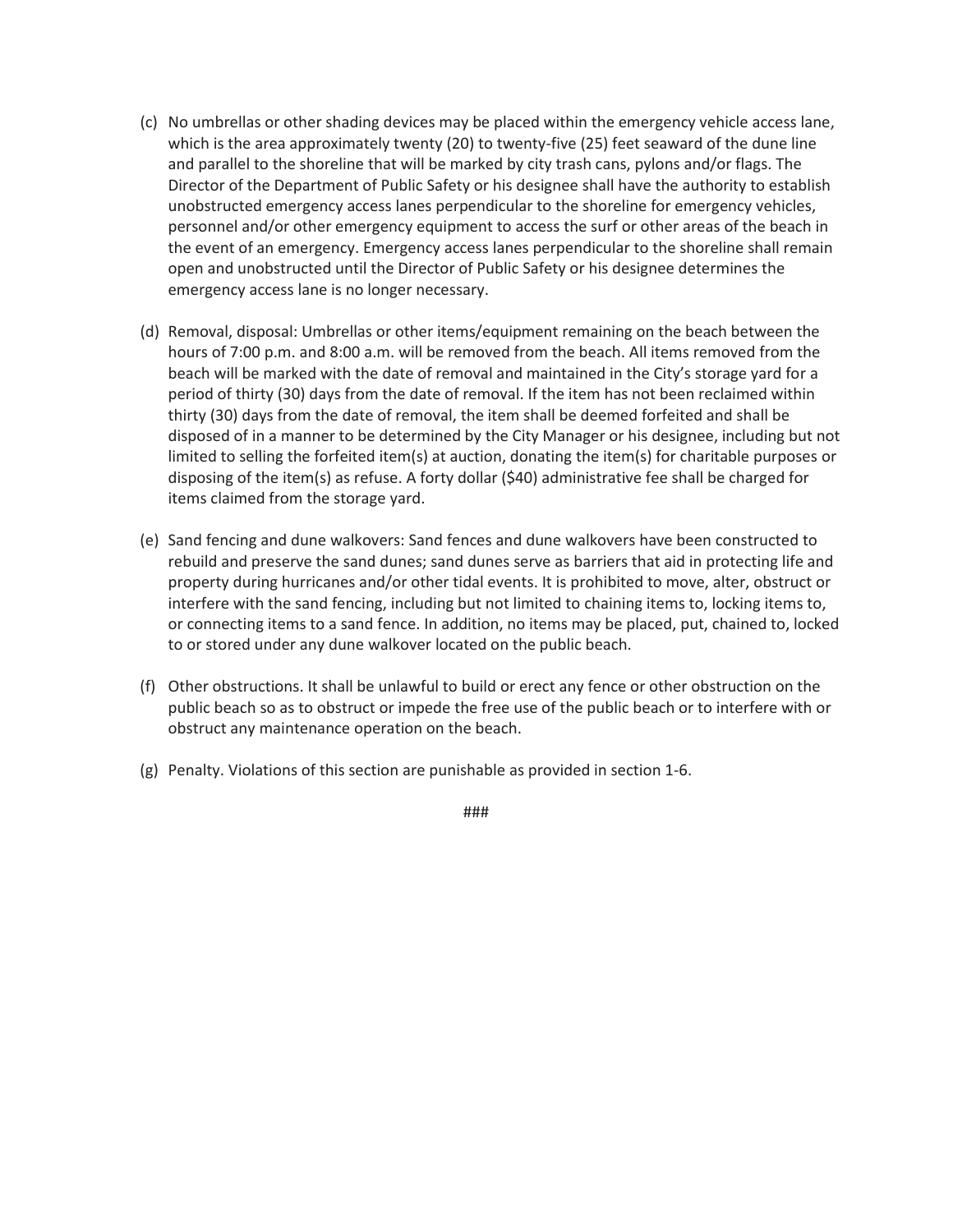(c) No umbrellas or other shading devices may be placed within the emergency vehicle access lane, which is the area approximately twenty (20) to twenty-five (25) feet seaward of the dune line and parallel to the shoreline that will be marked by city trash cans, pylons and/or flags. The Director of the Department of Public Safety or his designee shall have the authority to establish unobstructed emergency access lanes perpendicular to the shoreline for emergency vehicles, personnel and/or other emergency equipment to access the surf or other areas of the beach in the event of an emergency. Emergency access lanes perpendicular to the shoreline shall remain open and unobstructed until the Director of Public Safety or his designee determines the emergency access lane is no longer necessary.

(d) Removal, disposal: Umbrellas or other items/equipment remaining on the beach between the hours of 7:00 p.m. and 8:00 a.m. will be removed from the beach. All items removed from the beach will be marked with the date of removal and maintained in the City's storage yard for a period of thirty (30) days from the date of removal. If the item has not been reclaimed within thirty (30) days from the date of removal, the item shall be deemed forfeited and shall be disposed of in a manner to be determined by the City Manager or his designee, including but not limited to selling the forfeited item(s) at auction, donating the item(s) for charitable purposes or disposing of the item(s) as refuse. A forty dollar ($40) administrative fee shall be charged for items claimed from the storage yard.

(e) Sand fencing and dune walkovers: Sand fences and dune walkovers have been constructed to rebuild and preserve the sand dunes; sand dunes serve as barriers that aid in protecting life and property during hurricanes and/or other tidal events. It is prohibited to move, alter, obstruct or interfere with the sand fencing, including but not limited to chaining items to, locking items to, or connecting items to a sand fence. In addition, no items may be placed, put, chained to, locked to or stored under any dune walkover located on the public beach.

(f) Other obstructions. It shall be unlawful to build or erect any fence or other obstruction on the public beach so as to obstruct or impede the free use of the public beach or to interfere with or obstruct any maintenance operation on the beach.

(g) Penalty. Violations of this section are punishable as provided in section 1-6.

###